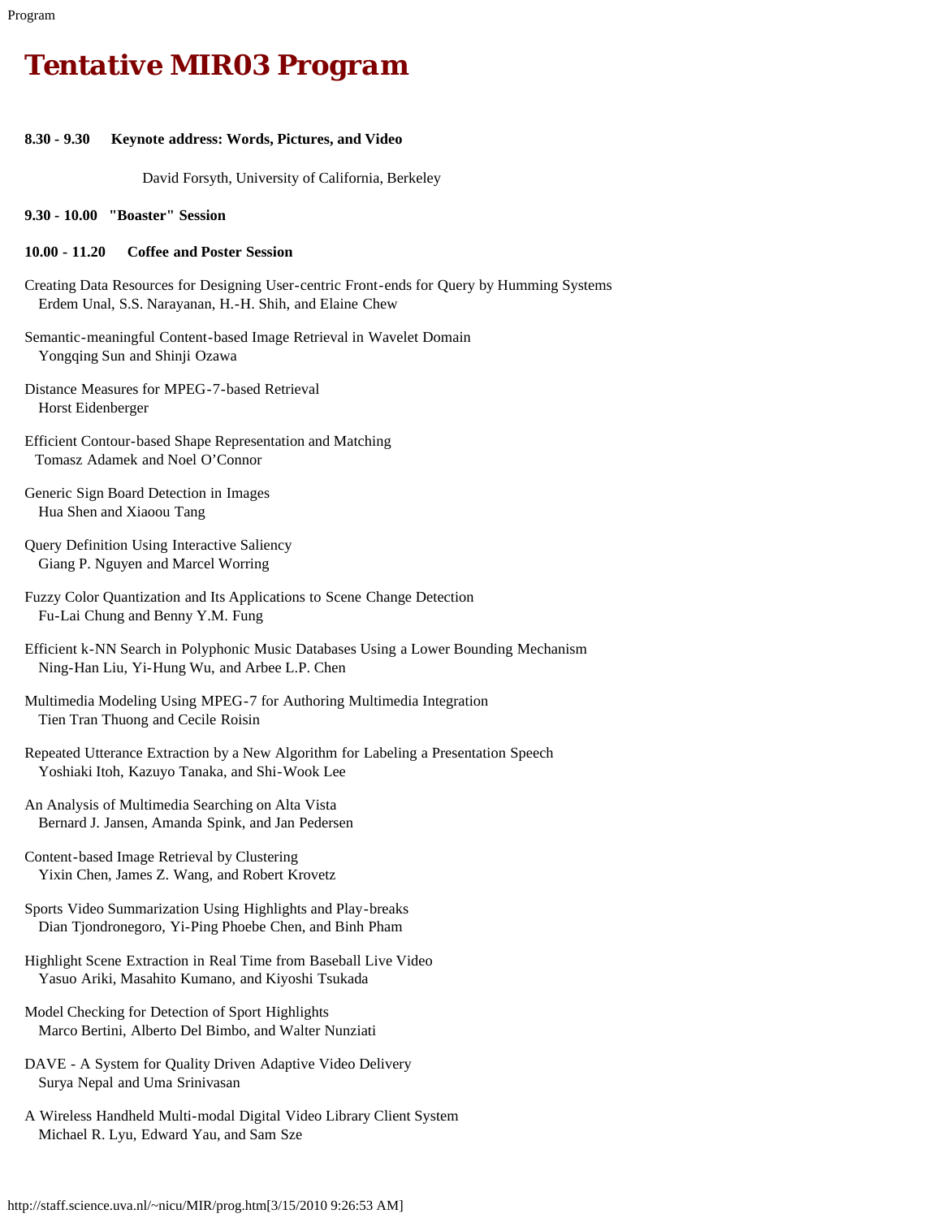# Tentative MIR03 Program

**8.30 - 9.30 Keynote address: Words, Pictures, and Video**

David Forsyth, University of California, Berkeley

**9.30 - 10.00 "Boaster" Session**

**10.00 - 11.20 Coffee and Poster Session**

Creating Data Resources for Designing User-centric Front-ends for Query by Humming Systems
Erdem Unal, S.S. Narayanan, H.-H. Shih, and Elaine Chew

Semantic-meaningful Content-based Image Retrieval in Wavelet Domain
Yongqing Sun and Shinji Ozawa

Distance Measures for MPEG-7-based Retrieval
Horst Eidenberger

Efficient Contour-based Shape Representation and Matching
Tomasz Adamek and Noel O'Connor

Generic Sign Board Detection in Images
Hua Shen and Xiaoou Tang

Query Definition Using Interactive Saliency
Giang P. Nguyen and Marcel Worring

Fuzzy Color Quantization and Its Applications to Scene Change Detection
Fu-Lai Chung and Benny Y.M. Fung

Efficient k-NN Search in Polyphonic Music Databases Using a Lower Bounding Mechanism
Ning-Han Liu, Yi-Hung Wu, and Arbee L.P. Chen

Multimedia Modeling Using MPEG-7 for Authoring Multimedia Integration
Tien Tran Thuong and Cecile Roisin

Repeated Utterance Extraction by a New Algorithm for Labeling a Presentation Speech
Yoshiaki Itoh, Kazuyo Tanaka, and Shi-Wook Lee

An Analysis of Multimedia Searching on Alta Vista
Bernard J. Jansen, Amanda Spink, and Jan Pedersen

Content-based Image Retrieval by Clustering
Yixin Chen, James Z. Wang, and Robert Krovetz

Sports Video Summarization Using Highlights and Play-breaks
Dian Tjondronegoro, Yi-Ping Phoebe Chen, and Binh Pham

Highlight Scene Extraction in Real Time from Baseball Live Video
Yasuo Ariki, Masahito Kumano, and Kiyoshi Tsukada

Model Checking for Detection of Sport Highlights
Marco Bertini, Alberto Del Bimbo, and Walter Nunziati

DAVE - A System for Quality Driven Adaptive Video Delivery
Surya Nepal and Uma Srinivasan

A Wireless Handheld Multi-modal Digital Video Library Client System
Michael R. Lyu, Edward Yau, and Sam Sze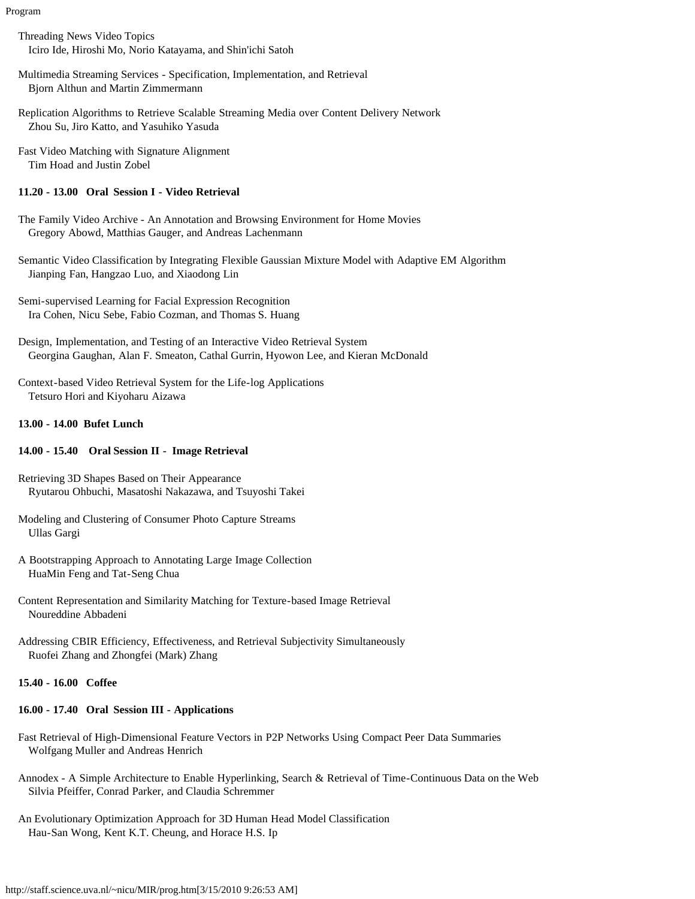Threading News Video Topics
Iciro Ide, Hiroshi Mo, Norio Katayama, and Shin'ichi Satoh

Multimedia Streaming Services - Specification, Implementation, and Retrieval
Bjorn Althun and Martin Zimmermann

Replication Algorithms to Retrieve Scalable Streaming Media over Content Delivery Network
Zhou Su, Jiro Katto, and Yasuhiko Yasuda

Fast Video Matching with Signature Alignment
Tim Hoad and Justin Zobel

**11.20 - 13.00 Oral Session I - Video Retrieval**

The Family Video Archive - An Annotation and Browsing Environment for Home Movies
Gregory Abowd, Matthias Gauger, and Andreas Lachenmann

Semantic Video Classification by Integrating Flexible Gaussian Mixture Model with Adaptive EM Algorithm
Jianping Fan, Hangzao Luo, and Xiaodong Lin

Semi-supervised Learning for Facial Expression Recognition
Ira Cohen, Nicu Sebe, Fabio Cozman, and Thomas S. Huang

Design, Implementation, and Testing of an Interactive Video Retrieval System
Georgina Gaughan, Alan F. Smeaton, Cathal Gurrin, Hyowon Lee, and Kieran McDonald

Context-based Video Retrieval System for the Life-log Applications
Tetsuro Hori and Kiyoharu Aizawa

**13.00 - 14.00 Bufet Lunch**

**14.00 - 15.40 Oral Session II - Image Retrieval**

Retrieving 3D Shapes Based on Their Appearance
Ryutarou Ohbuchi, Masatoshi Nakazawa, and Tsuyoshi Takei

Modeling and Clustering of Consumer Photo Capture Streams
Ullas Gargi

A Bootstrapping Approach to Annotating Large Image Collection
HuaMin Feng and Tat-Seng Chua

Content Representation and Similarity Matching for Texture-based Image Retrieval
Noureddine Abbadeni

Addressing CBIR Efficiency, Effectiveness, and Retrieval Subjectivity Simultaneously
Ruofei Zhang and Zhongfei (Mark) Zhang

**15.40 - 16.00 Coffee**

**16.00 - 17.40 Oral Session III - Applications**

Fast Retrieval of High-Dimensional Feature Vectors in P2P Networks Using Compact Peer Data Summaries
Wolfgang Muller and Andreas Henrich

Annodex - A Simple Architecture to Enable Hyperlinking, Search & Retrieval of Time-Continuous Data on the Web
Silvia Pfeiffer, Conrad Parker, and Claudia Schremmer

An Evolutionary Optimization Approach for 3D Human Head Model Classification
Hau-San Wong, Kent K.T. Cheung, and Horace H.S. Ip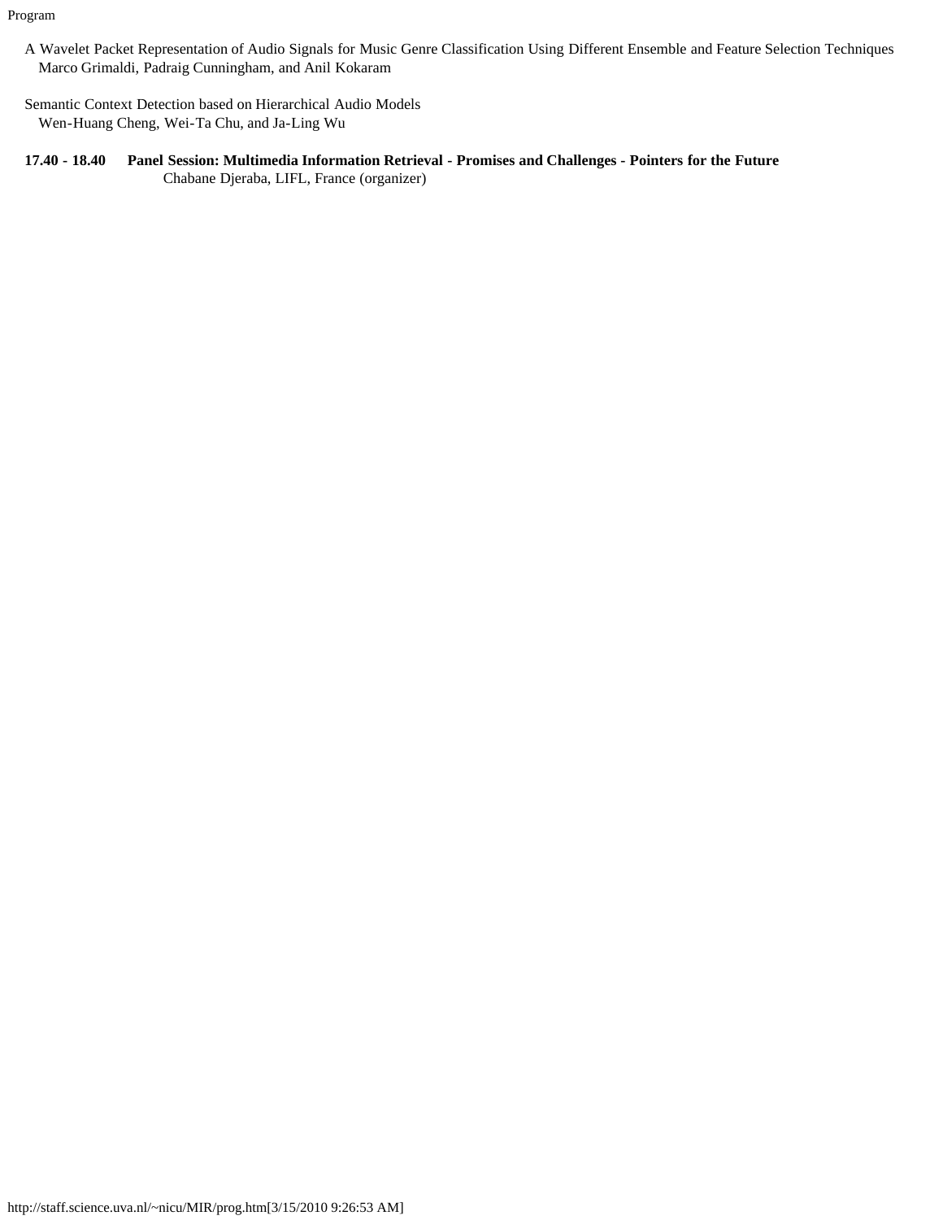A Wavelet Packet Representation of Audio Signals for Music Genre Classification Using Different Ensemble and Feature Selection Techniques
Marco Grimaldi, Padraig Cunningham, and Anil Kokaram

Semantic Context Detection based on Hierarchical Audio Models
Wen-Huang Cheng, Wei-Ta Chu, and Ja-Ling Wu

**17.40 - 18.40 Panel Session: Multimedia Information Retrieval - Promises and Challenges - Pointers for the Future**
Chabane Djeraba, LIFL, France (organizer)